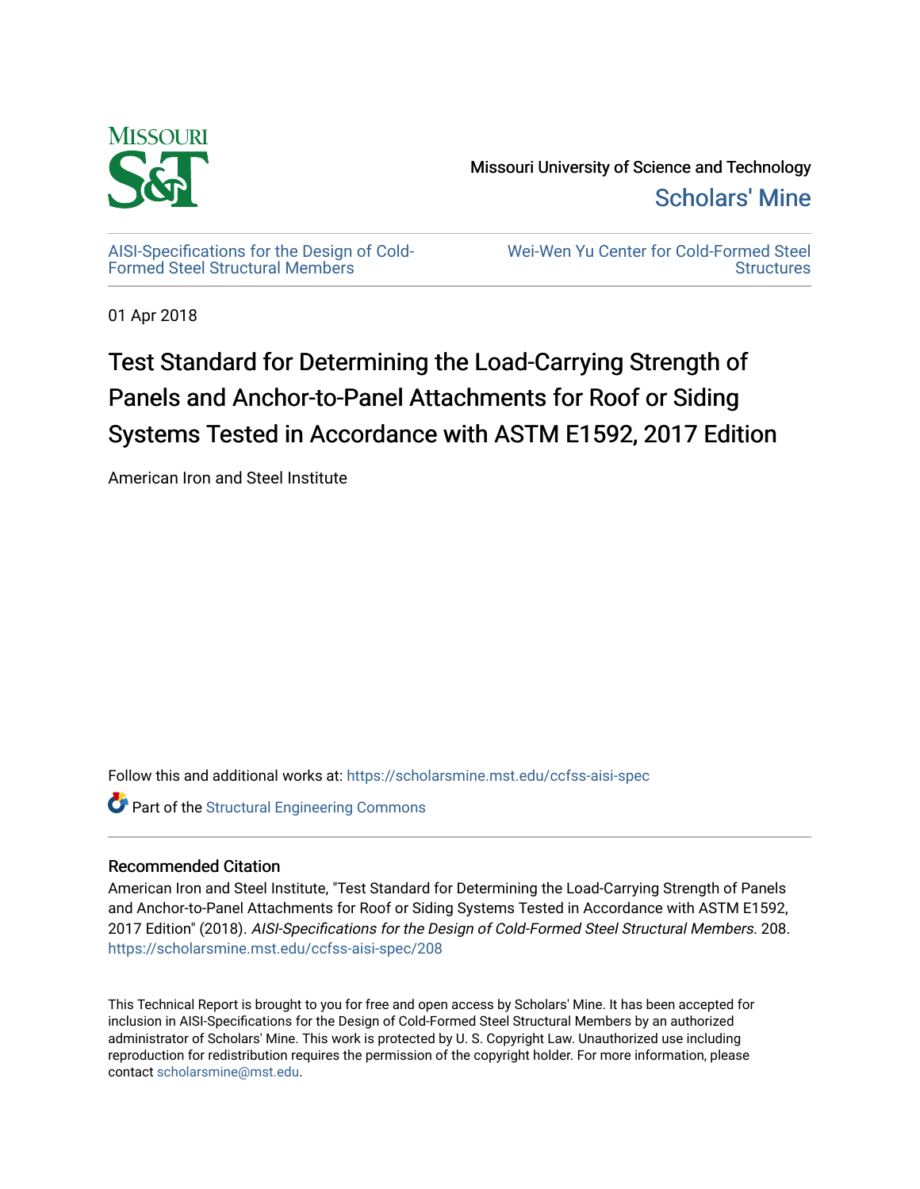Missouri University of Science and Technology

Scholars' Mine

AISI-Specifications for the Design of Cold-Formed Steel Structural Members

Wei-Wen Yu Center for Cold-Formed Steel Structures

01 Apr 2018

# Test Standard for Determining the Load-Carrying Strength of Panels and Anchor-to-Panel Attachments for Roof or Siding Systems Tested in Accordance with ASTM E1592, 2017 Edition

American Iron and Steel Institute

Follow this and additional works at: https://scholarsmine.mst.edu/ccfss-aisi-spec

Part of the Structural Engineering Commons

## Recommended Citation

American Iron and Steel Institute, "Test Standard for Determining the Load-Carrying Strength of Panels and Anchor-to-Panel Attachments for Roof or Siding Systems Tested in Accordance with ASTM E1592, 2017 Edition" (2018). *AISI-Specifications for the Design of Cold-Formed Steel Structural Members*. 208.
https://scholarsmine.mst.edu/ccfss-aisi-spec/208

This Technical Report is brought to you for free and open access by Scholars' Mine. It has been accepted for inclusion in AISI-Specifications for the Design of Cold-Formed Steel Structural Members by an authorized administrator of Scholars' Mine. This work is protected by U. S. Copyright Law. Unauthorized use including reproduction for redistribution requires the permission of the copyright holder. For more information, please contact scholarsmine@mst.edu.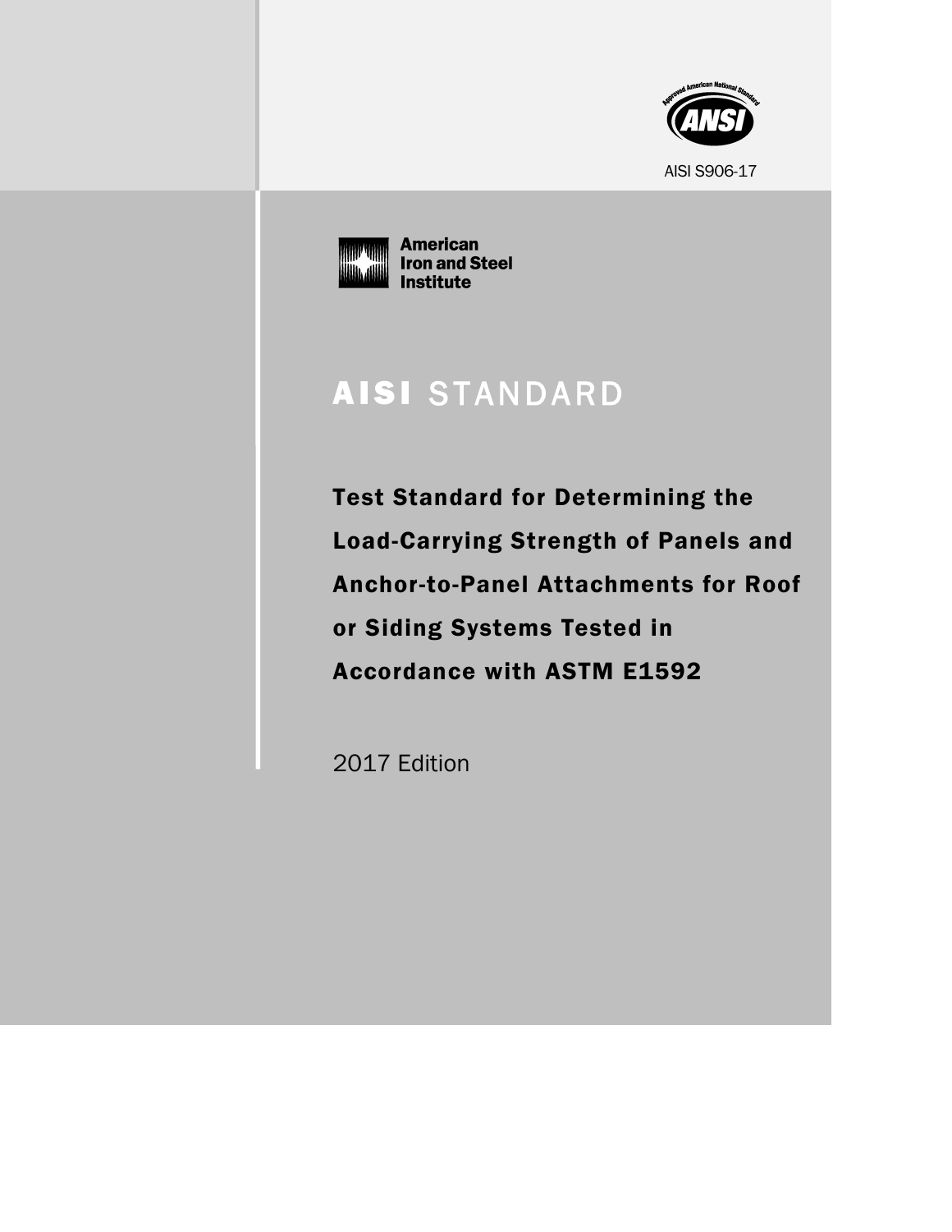Approved American National Standard

ANSI

AISI S906-17

American Iron and Steel Institute

# AISI STANDARD

## Test Standard for Determining the Load-Carrying Strength of Panels and Anchor-to-Panel Attachments for Roof or Siding Systems Tested in Accordance with ASTM E1592

2017 Edition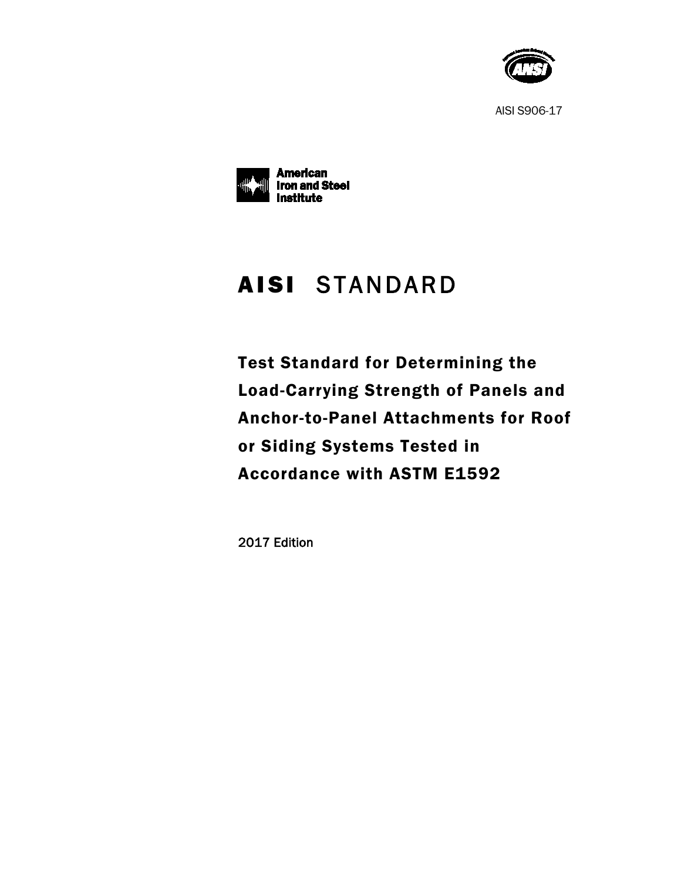AISI S906-17

American Iron and Steel Institute

# AISI STANDARD

## Test Standard for Determining the Load-Carrying Strength of Panels and Anchor-to-Panel Attachments for Roof or Siding Systems Tested in Accordance with ASTM E1592

2017 Edition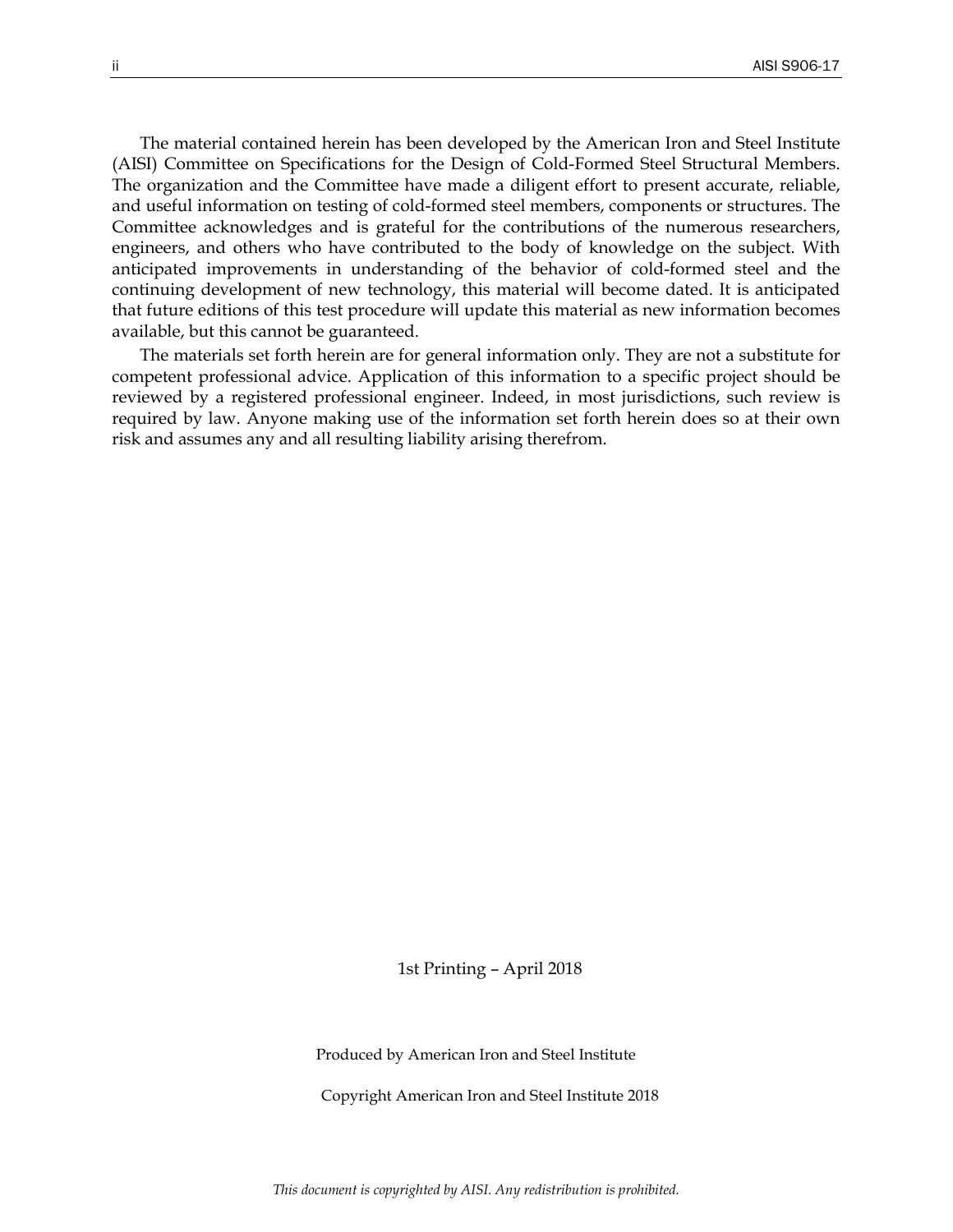The material contained herein has been developed by the American Iron and Steel Institute (AISI) Committee on Specifications for the Design of Cold-Formed Steel Structural Members. The organization and the Committee have made a diligent effort to present accurate, reliable, and useful information on testing of cold-formed steel members, components or structures. The Committee acknowledges and is grateful for the contributions of the numerous researchers, engineers, and others who have contributed to the body of knowledge on the subject. With anticipated improvements in understanding of the behavior of cold-formed steel and the continuing development of new technology, this material will become dated. It is anticipated that future editions of this test procedure will update this material as new information becomes available, but this cannot be guaranteed.

The materials set forth herein are for general information only. They are not a substitute for competent professional advice. Application of this information to a specific project should be reviewed by a registered professional engineer. Indeed, in most jurisdictions, such review is required by law. Anyone making use of the information set forth herein does so at their own risk and assumes any and all resulting liability arising therefrom.

1st Printing – April 2018

Produced by American Iron and Steel Institute

Copyright American Iron and Steel Institute 2018

*This document is copyrighted by AISI. Any redistribution is prohibited.*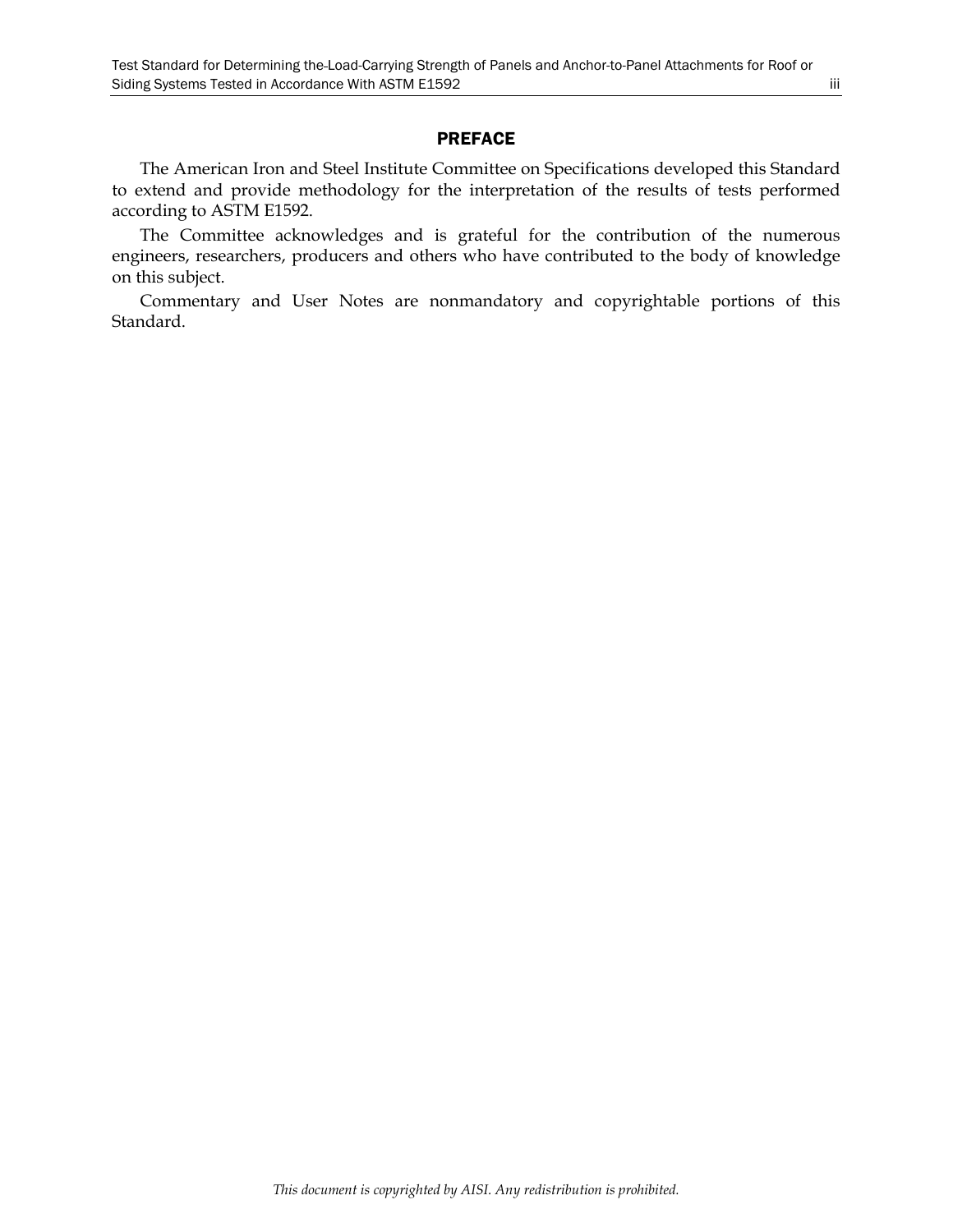## PREFACE

The American Iron and Steel Institute Committee on Specifications developed this Standard to extend and provide methodology for the interpretation of the results of tests performed according to ASTM E1592.

The Committee acknowledges and is grateful for the contribution of the numerous engineers, researchers, producers and others who have contributed to the body of knowledge on this subject.

Commentary and User Notes are nonmandatory and copyrightable portions of this Standard.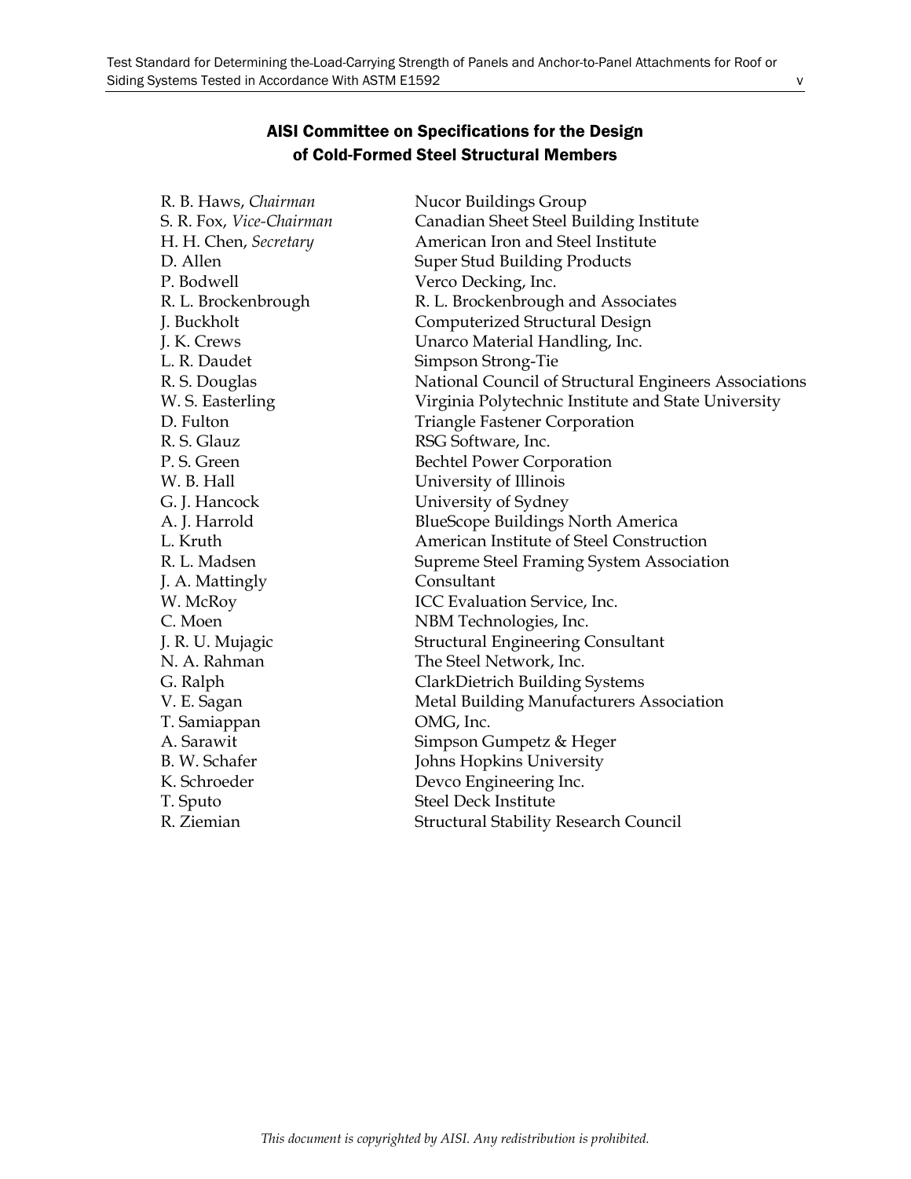## AISI Committee on Specifications for the Design of Cold-Formed Steel Structural Members

| | |
|---|---|
| R. B. Haws, *Chairman* | Nucor Buildings Group |
| S. R. Fox, *Vice-Chairman* | Canadian Sheet Steel Building Institute |
| H. H. Chen, *Secretary* | American Iron and Steel Institute |
| D. Allen | Super Stud Building Products |
| P. Bodwell | Verco Decking, Inc. |
| R. L. Brockenbrough | R. L. Brockenbrough and Associates |
| J. Buckholt | Computerized Structural Design |
| J. K. Crews | Unarco Material Handling, Inc. |
| L. R. Daudet | Simpson Strong-Tie |
| R. S. Douglas | National Council of Structural Engineers Associations |
| W. S. Easterling | Virginia Polytechnic Institute and State University |
| D. Fulton | Triangle Fastener Corporation |
| R. S. Glauz | RSG Software, Inc. |
| P. S. Green | Bechtel Power Corporation |
| W. B. Hall | University of Illinois |
| G. J. Hancock | University of Sydney |
| A. J. Harrold | BlueScope Buildings North America |
| L. Kruth | American Institute of Steel Construction |
| R. L. Madsen | Supreme Steel Framing System Association |
| J. A. Mattingly | Consultant |
| W. McRoy | ICC Evaluation Service, Inc. |
| C. Moen | NBM Technologies, Inc. |
| J. R. U. Mujagic | Structural Engineering Consultant |
| N. A. Rahman | The Steel Network, Inc. |
| G. Ralph | ClarkDietrich Building Systems |
| V. E. Sagan | Metal Building Manufacturers Association |
| T. Samiappan | OMG, Inc. |
| A. Sarawit | Simpson Gumpetz & Heger |
| B. W. Schafer | Johns Hopkins University |
| K. Schroeder | Devco Engineering Inc. |
| T. Sputo | Steel Deck Institute |
| R. Ziemian | Structural Stability Research Council |

*This document is copyrighted by AISI. Any redistribution is prohibited.*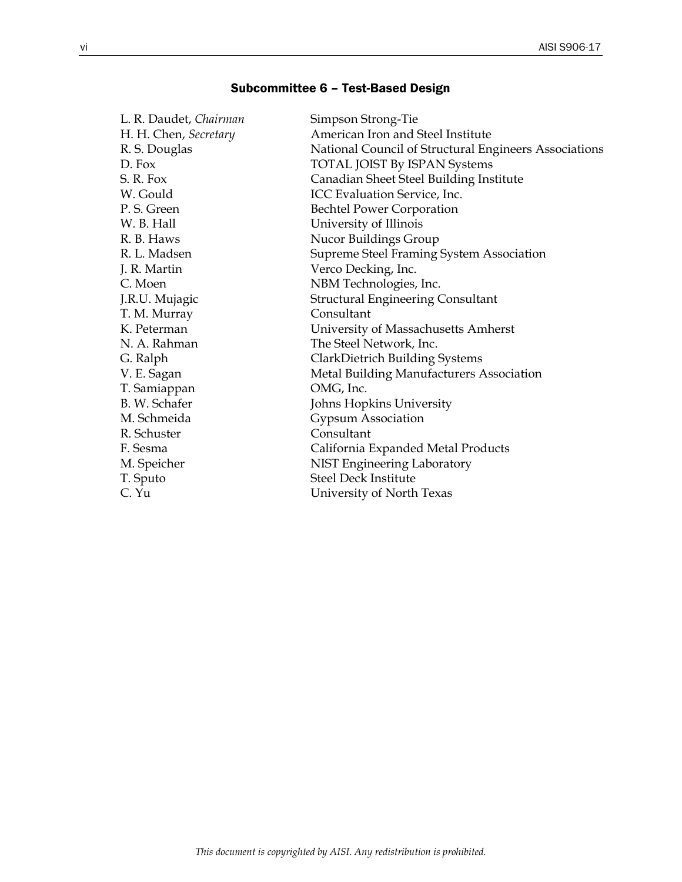## Subcommittee 6 – Test-Based Design

| | |
|---|---|
| L. R. Daudet, *Chairman* | Simpson Strong-Tie |
| H. H. Chen, *Secretary* | American Iron and Steel Institute |
| R. S. Douglas | National Council of Structural Engineers Associations |
| D. Fox | TOTAL JOIST By ISPAN Systems |
| S. R. Fox | Canadian Sheet Steel Building Institute |
| W. Gould | ICC Evaluation Service, Inc. |
| P. S. Green | Bechtel Power Corporation |
| W. B. Hall | University of Illinois |
| R. B. Haws | Nucor Buildings Group |
| R. L. Madsen | Supreme Steel Framing System Association |
| J. R. Martin | Verco Decking, Inc. |
| C. Moen | NBM Technologies, Inc. |
| J.R.U. Mujagic | Structural Engineering Consultant |
| T. M. Murray | Consultant |
| K. Peterman | University of Massachusetts Amherst |
| N. A. Rahman | The Steel Network, Inc. |
| G. Ralph | ClarkDietrich Building Systems |
| V. E. Sagan | Metal Building Manufacturers Association |
| T. Samiappan | OMG, Inc. |
| B. W. Schafer | Johns Hopkins University |
| M. Schmeida | Gypsum Association |
| R. Schuster | Consultant |
| F. Sesma | California Expanded Metal Products |
| M. Speicher | NIST Engineering Laboratory |
| T. Sputo | Steel Deck Institute |
| C. Yu | University of North Texas |

*This document is copyrighted by AISI. Any redistribution is prohibited.*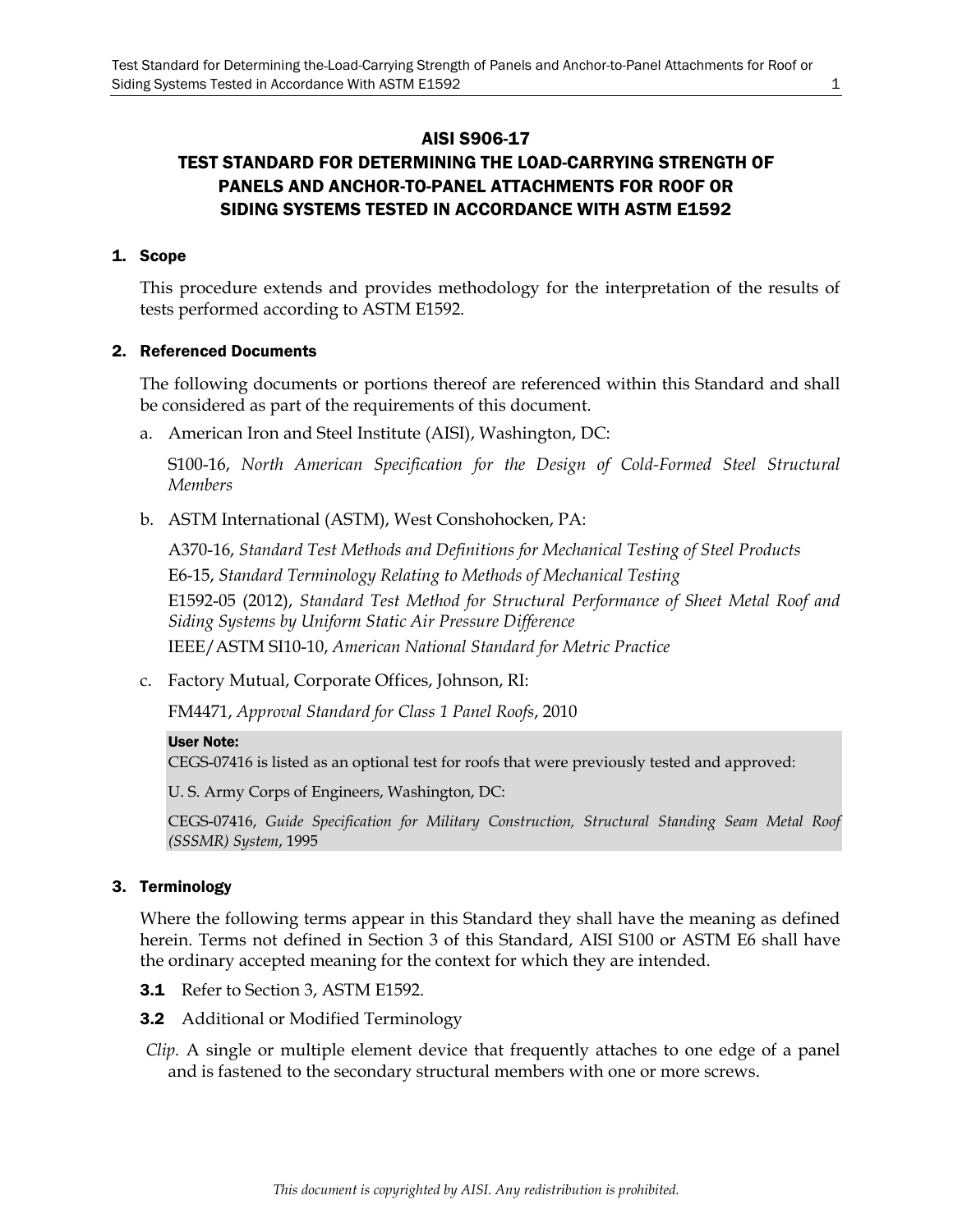# AISI S906-17

# TEST STANDARD FOR DETERMINING THE LOAD-CARRYING STRENGTH OF PANELS AND ANCHOR-TO-PANEL ATTACHMENTS FOR ROOF OR SIDING SYSTEMS TESTED IN ACCORDANCE WITH ASTM E1592

## 1. Scope

This procedure extends and provides methodology for the interpretation of the results of tests performed according to ASTM E1592.

## 2. Referenced Documents

The following documents or portions thereof are referenced within this Standard and shall be considered as part of the requirements of this document.

a. American Iron and Steel Institute (AISI), Washington, DC:

S100-16, *North American Specification for the Design of Cold-Formed Steel Structural Members*

b. ASTM International (ASTM), West Conshohocken, PA:

A370-16, *Standard Test Methods and Definitions for Mechanical Testing of Steel Products*

E6-15, *Standard Terminology Relating to Methods of Mechanical Testing*

E1592-05 (2012), *Standard Test Method for Structural Performance of Sheet Metal Roof and Siding Systems by Uniform Static Air Pressure Difference*

IEEE/ASTM SI10-10, *American National Standard for Metric Practice*

c. Factory Mutual, Corporate Offices, Johnson, RI:

FM4471, *Approval Standard for Class 1 Panel Roofs*, 2010

**User Note:**

CEGS-07416 is listed as an optional test for roofs that were previously tested and approved:

U. S. Army Corps of Engineers, Washington, DC:

CEGS-07416, *Guide Specification for Military Construction, Structural Standing Seam Metal Roof (SSSMR) System*, 1995

## 3. Terminology

Where the following terms appear in this Standard they shall have the meaning as defined herein. Terms not defined in Section 3 of this Standard, AISI S100 or ASTM E6 shall have the ordinary accepted meaning for the context for which they are intended.

**3.1** Refer to Section 3, ASTM E1592.

**3.2** Additional or Modified Terminology

*Clip.* A single or multiple element device that frequently attaches to one edge of a panel and is fastened to the secondary structural members with one or more screws.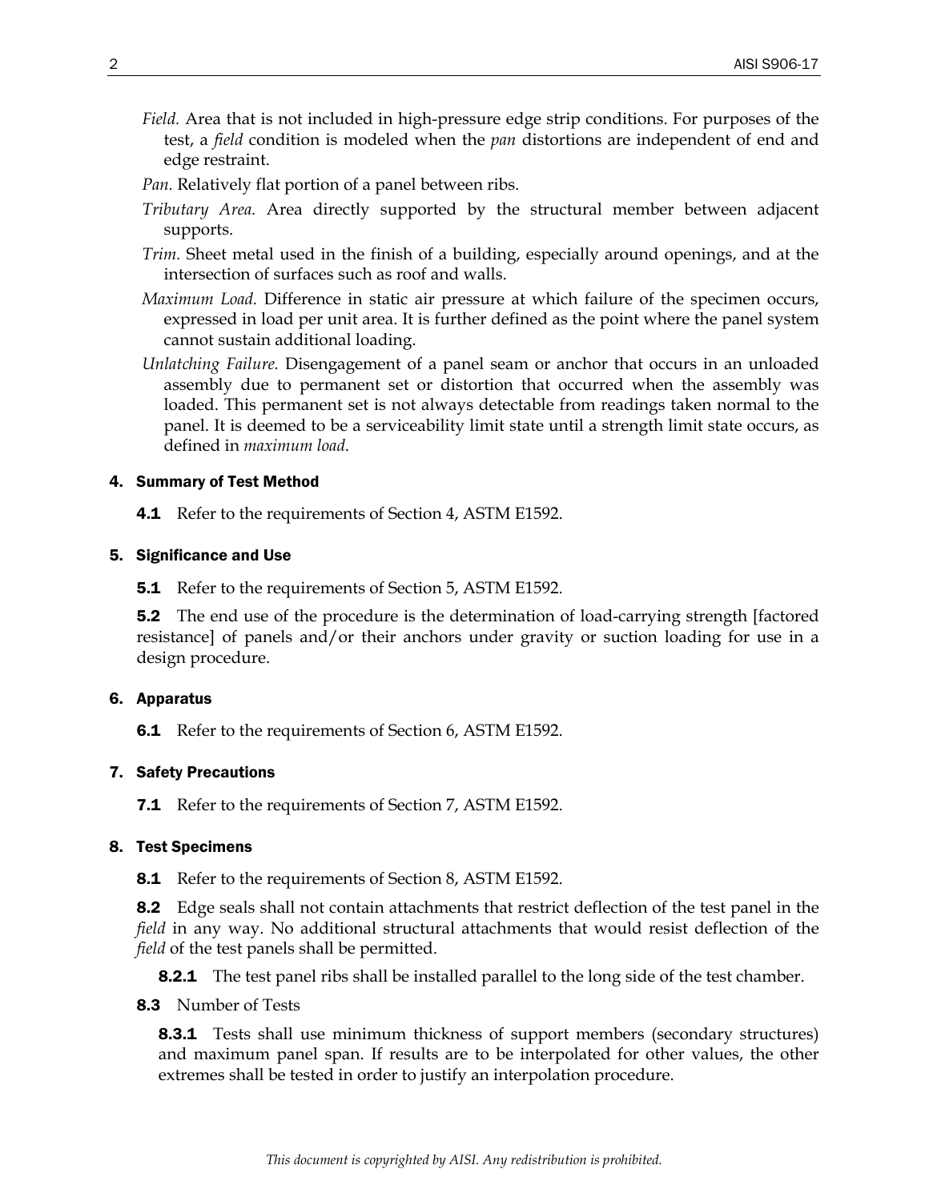*Field.* Area that is not included in high-pressure edge strip conditions. For purposes of the test, a *field* condition is modeled when the *pan* distortions are independent of end and edge restraint.

*Pan.* Relatively flat portion of a panel between ribs.

*Tributary Area.* Area directly supported by the structural member between adjacent supports.

*Trim.* Sheet metal used in the finish of a building, especially around openings, and at the intersection of surfaces such as roof and walls.

*Maximum Load.* Difference in static air pressure at which failure of the specimen occurs, expressed in load per unit area. It is further defined as the point where the panel system cannot sustain additional loading.

*Unlatching Failure.* Disengagement of a panel seam or anchor that occurs in an unloaded assembly due to permanent set or distortion that occurred when the assembly was loaded. This permanent set is not always detectable from readings taken normal to the panel. It is deemed to be a serviceability limit state until a strength limit state occurs, as defined in *maximum load*.

## 4. Summary of Test Method

**4.1** Refer to the requirements of Section 4, ASTM E1592.

## 5. Significance and Use

**5.1** Refer to the requirements of Section 5, ASTM E1592.

**5.2** The end use of the procedure is the determination of load-carrying strength [factored resistance] of panels and/or their anchors under gravity or suction loading for use in a design procedure.

## 6. Apparatus

**6.1** Refer to the requirements of Section 6, ASTM E1592.

## 7. Safety Precautions

**7.1** Refer to the requirements of Section 7, ASTM E1592.

## 8. Test Specimens

**8.1** Refer to the requirements of Section 8, ASTM E1592.

**8.2** Edge seals shall not contain attachments that restrict deflection of the test panel in the *field* in any way. No additional structural attachments that would resist deflection of the *field* of the test panels shall be permitted.

**8.2.1** The test panel ribs shall be installed parallel to the long side of the test chamber.

**8.3** Number of Tests

**8.3.1** Tests shall use minimum thickness of support members (secondary structures) and maximum panel span. If results are to be interpolated for other values, the other extremes shall be tested in order to justify an interpolation procedure.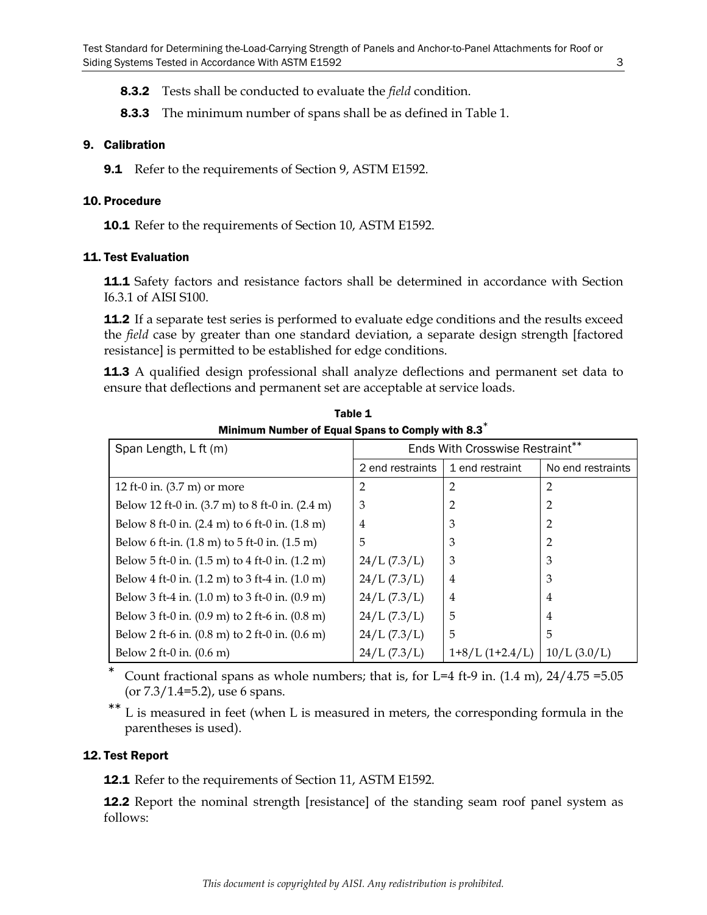**8.3.2** Tests shall be conducted to evaluate the *field* condition.

**8.3.3** The minimum number of spans shall be as defined in Table 1.

## 9. Calibration

**9.1** Refer to the requirements of Section 9, ASTM E1592.

## 10. Procedure

**10.1** Refer to the requirements of Section 10, ASTM E1592.

## 11. Test Evaluation

**11.1** Safety factors and resistance factors shall be determined in accordance with Section I6.3.1 of AISI S100.

**11.2** If a separate test series is performed to evaluate edge conditions and the results exceed the *field* case by greater than one standard deviation, a separate design strength [factored resistance] is permitted to be established for edge conditions.

**11.3** A qualified design professional shall analyze deflections and permanent set data to ensure that deflections and permanent set are acceptable at service loads.

**Table 1**
**Minimum Number of Equal Spans to Comply with 8.3***

| Span Length, L ft (m) | Ends With Crosswise Restraint** | | |
|---|---|---|---|
| | 2 end restraints | 1 end restraint | No end restraints |
| 12 ft-0 in. (3.7 m) or more | 2 | 2 | 2 |
| Below 12 ft-0 in. (3.7 m) to 8 ft-0 in. (2.4 m) | 3 | 2 | 2 |
| Below 8 ft-0 in. (2.4 m) to 6 ft-0 in. (1.8 m) | 4 | 3 | 2 |
| Below 6 ft-in. (1.8 m) to 5 ft-0 in. (1.5 m) | 5 | 3 | 2 |
| Below 5 ft-0 in. (1.5 m) to 4 ft-0 in. (1.2 m) | 24/L (7.3/L) | 3 | 3 |
| Below 4 ft-0 in. (1.2 m) to 3 ft-4 in. (1.0 m) | 24/L (7.3/L) | 4 | 3 |
| Below 3 ft-4 in. (1.0 m) to 3 ft-0 in. (0.9 m) | 24/L (7.3/L) | 4 | 4 |
| Below 3 ft-0 in. (0.9 m) to 2 ft-6 in. (0.8 m) | 24/L (7.3/L) | 5 | 4 |
| Below 2 ft-6 in. (0.8 m) to 2 ft-0 in. (0.6 m) | 24/L (7.3/L) | 5 | 5 |
| Below 2 ft-0 in. (0.6 m) | 24/L (7.3/L) | 1+8/L (1+2.4/L) | 10/L (3.0/L) |

\* Count fractional spans as whole numbers; that is, for L=4 ft-9 in. (1.4 m), 24/4.75 =5.05 (or 7.3/1.4=5.2), use 6 spans.

\*\* L is measured in feet (when L is measured in meters, the corresponding formula in the parentheses is used).

## 12. Test Report

**12.1** Refer to the requirements of Section 11, ASTM E1592.

**12.2** Report the nominal strength [resistance] of the standing seam roof panel system as follows: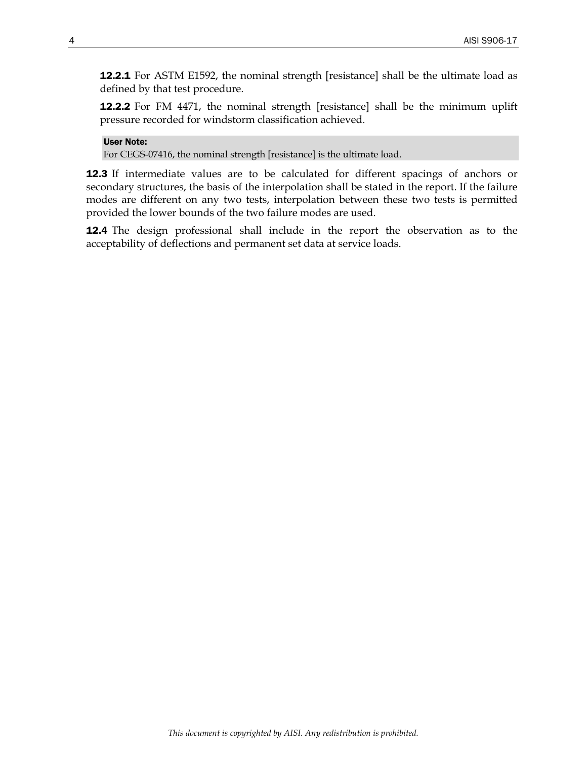**12.2.1** For ASTM E1592, the nominal strength [resistance] shall be the ultimate load as defined by that test procedure.

**12.2.2** For FM 4471, the nominal strength [resistance] shall be the minimum uplift pressure recorded for windstorm classification achieved.

> **User Note:**
> For CEGS-07416, the nominal strength [resistance] is the ultimate load.

**12.3** If intermediate values are to be calculated for different spacings of anchors or secondary structures, the basis of the interpolation shall be stated in the report. If the failure modes are different on any two tests, interpolation between these two tests is permitted provided the lower bounds of the two failure modes are used.

**12.4** The design professional shall include in the report the observation as to the acceptability of deflections and permanent set data at service loads.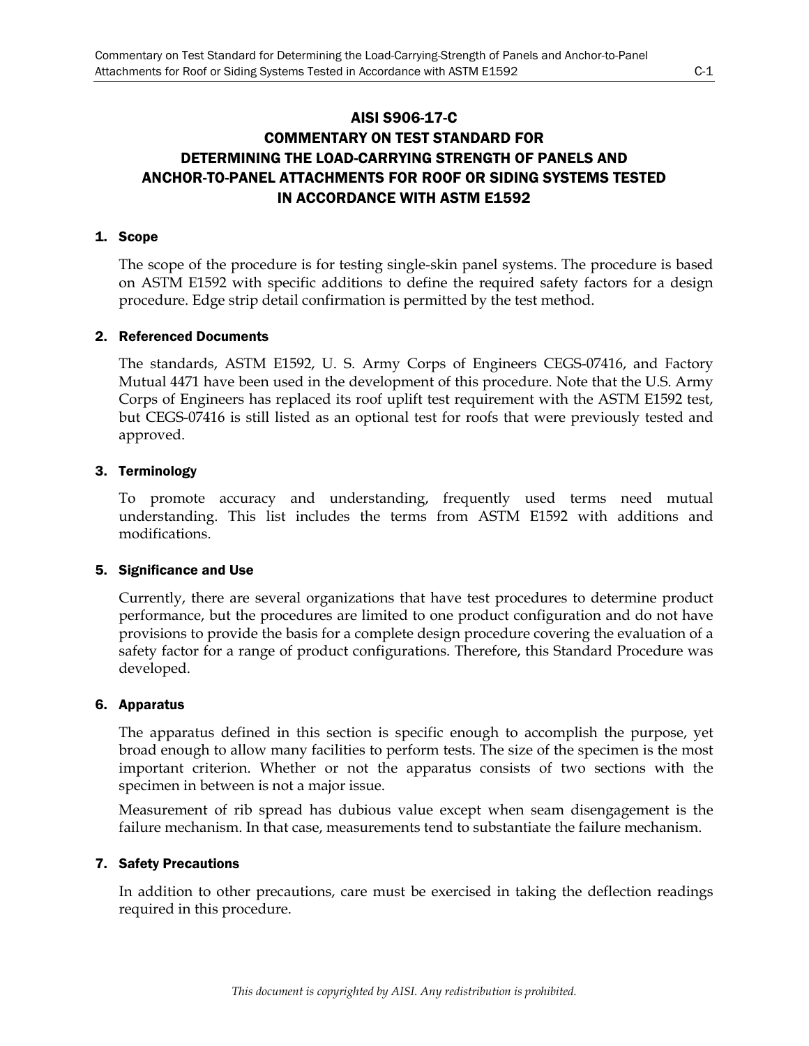# AISI S906-17-C
# COMMENTARY ON TEST STANDARD FOR DETERMINING THE LOAD-CARRYING STRENGTH OF PANELS AND ANCHOR-TO-PANEL ATTACHMENTS FOR ROOF OR SIDING SYSTEMS TESTED IN ACCORDANCE WITH ASTM E1592

## 1. Scope

The scope of the procedure is for testing single-skin panel systems. The procedure is based on ASTM E1592 with specific additions to define the required safety factors for a design procedure. Edge strip detail confirmation is permitted by the test method.

## 2. Referenced Documents

The standards, ASTM E1592, U. S. Army Corps of Engineers CEGS-07416, and Factory Mutual 4471 have been used in the development of this procedure. Note that the U.S. Army Corps of Engineers has replaced its roof uplift test requirement with the ASTM E1592 test, but CEGS-07416 is still listed as an optional test for roofs that were previously tested and approved.

## 3. Terminology

To promote accuracy and understanding, frequently used terms need mutual understanding. This list includes the terms from ASTM E1592 with additions and modifications.

## 5. Significance and Use

Currently, there are several organizations that have test procedures to determine product performance, but the procedures are limited to one product configuration and do not have provisions to provide the basis for a complete design procedure covering the evaluation of a safety factor for a range of product configurations. Therefore, this Standard Procedure was developed.

## 6. Apparatus

The apparatus defined in this section is specific enough to accomplish the purpose, yet broad enough to allow many facilities to perform tests. The size of the specimen is the most important criterion. Whether or not the apparatus consists of two sections with the specimen in between is not a major issue.

Measurement of rib spread has dubious value except when seam disengagement is the failure mechanism. In that case, measurements tend to substantiate the failure mechanism.

## 7. Safety Precautions

In addition to other precautions, care must be exercised in taking the deflection readings required in this procedure.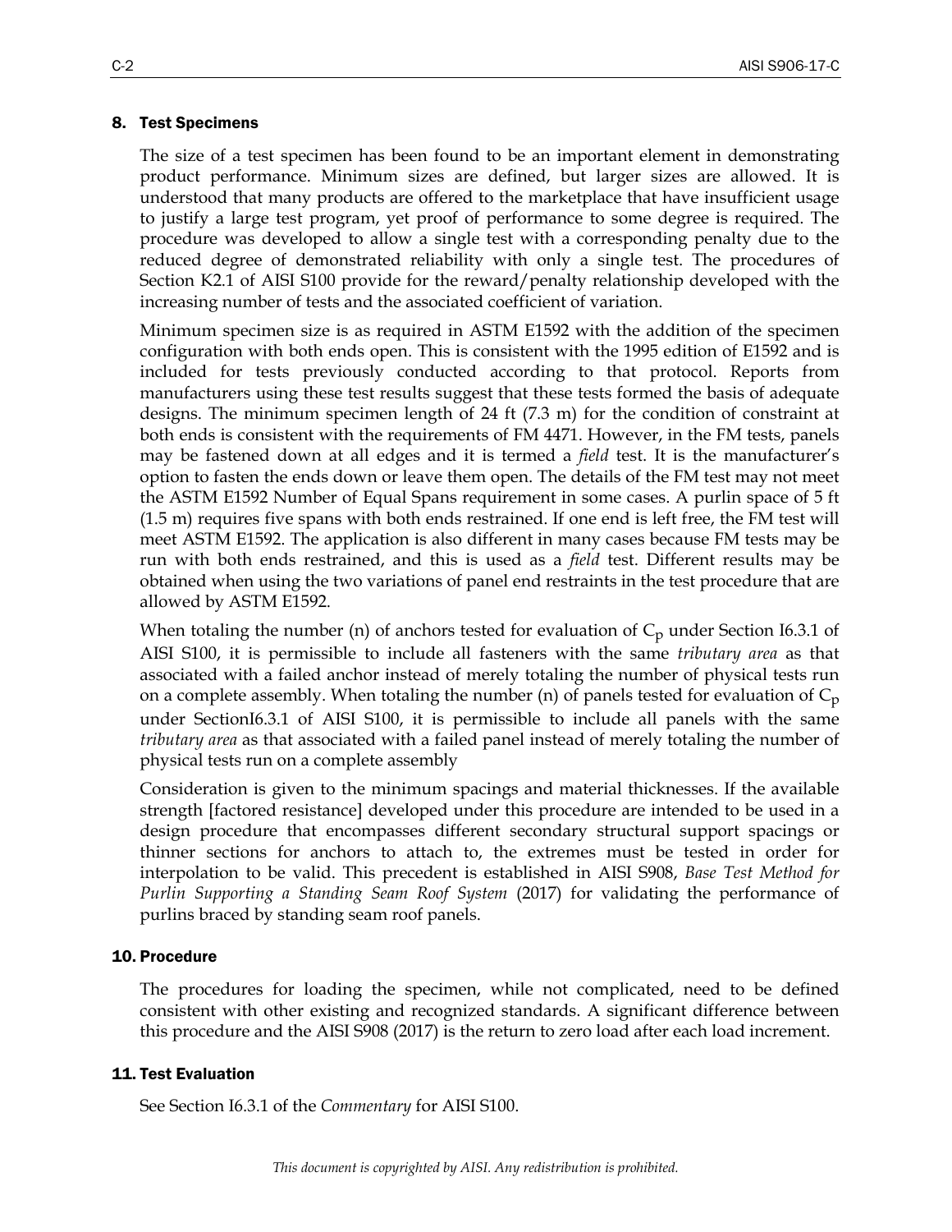## 8. Test Specimens

The size of a test specimen has been found to be an important element in demonstrating product performance. Minimum sizes are defined, but larger sizes are allowed. It is understood that many products are offered to the marketplace that have insufficient usage to justify a large test program, yet proof of performance to some degree is required. The procedure was developed to allow a single test with a corresponding penalty due to the reduced degree of demonstrated reliability with only a single test. The procedures of Section K2.1 of AISI S100 provide for the reward/penalty relationship developed with the increasing number of tests and the associated coefficient of variation.

Minimum specimen size is as required in ASTM E1592 with the addition of the specimen configuration with both ends open. This is consistent with the 1995 edition of E1592 and is included for tests previously conducted according to that protocol. Reports from manufacturers using these test results suggest that these tests formed the basis of adequate designs. The minimum specimen length of 24 ft (7.3 m) for the condition of constraint at both ends is consistent with the requirements of FM 4471. However, in the FM tests, panels may be fastened down at all edges and it is termed a *field* test. It is the manufacturer's option to fasten the ends down or leave them open. The details of the FM test may not meet the ASTM E1592 Number of Equal Spans requirement in some cases. A purlin space of 5 ft (1.5 m) requires five spans with both ends restrained. If one end is left free, the FM test will meet ASTM E1592. The application is also different in many cases because FM tests may be run with both ends restrained, and this is used as a *field* test. Different results may be obtained when using the two variations of panel end restraints in the test procedure that are allowed by ASTM E1592.

When totaling the number (n) of anchors tested for evaluation of $C_p$ under Section I6.3.1 of AISI S100, it is permissible to include all fasteners with the same *tributary area* as that associated with a failed anchor instead of merely totaling the number of physical tests run on a complete assembly. When totaling the number (n) of panels tested for evaluation of $C_p$ under SectionI6.3.1 of AISI S100, it is permissible to include all panels with the same *tributary area* as that associated with a failed panel instead of merely totaling the number of physical tests run on a complete assembly

Consideration is given to the minimum spacings and material thicknesses. If the available strength [factored resistance] developed under this procedure are intended to be used in a design procedure that encompasses different secondary structural support spacings or thinner sections for anchors to attach to, the extremes must be tested in order for interpolation to be valid. This precedent is established in AISI S908, *Base Test Method for Purlin Supporting a Standing Seam Roof System* (2017) for validating the performance of purlins braced by standing seam roof panels.

## 10. Procedure

The procedures for loading the specimen, while not complicated, need to be defined consistent with other existing and recognized standards. A significant difference between this procedure and the AISI S908 (2017) is the return to zero load after each load increment.

## 11. Test Evaluation

See Section I6.3.1 of the *Commentary* for AISI S100.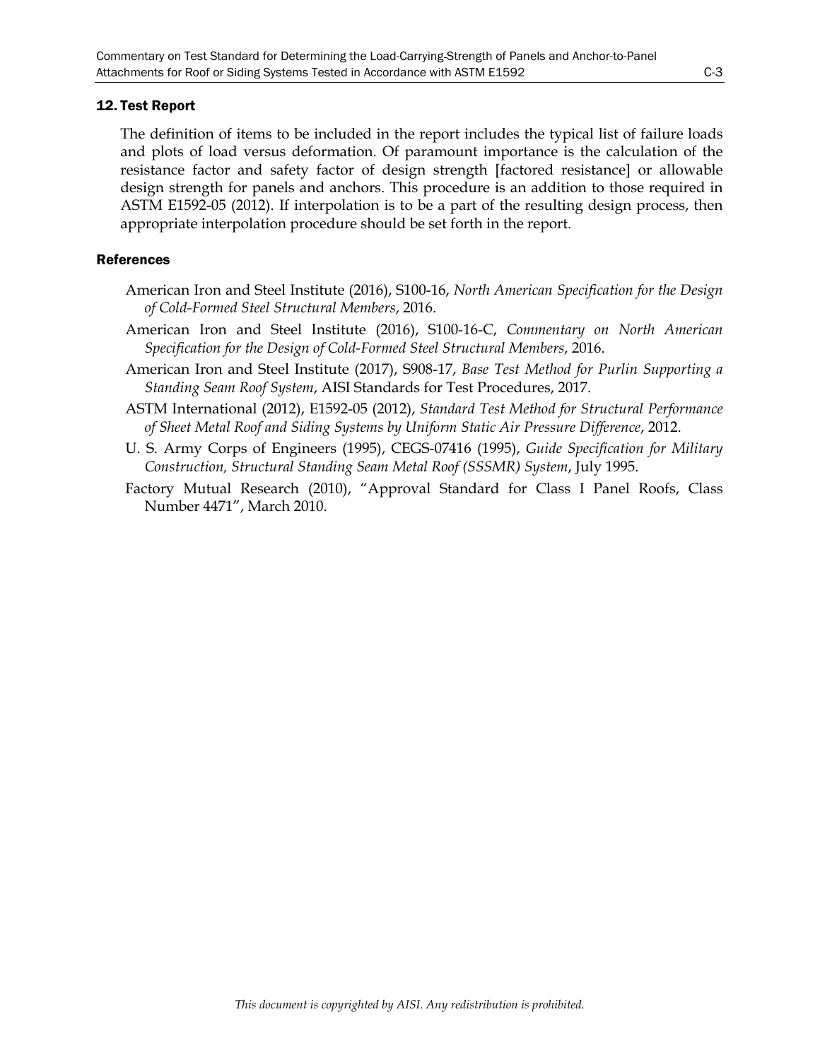## 12. Test Report

The definition of items to be included in the report includes the typical list of failure loads and plots of load versus deformation. Of paramount importance is the calculation of the resistance factor and safety factor of design strength [factored resistance] or allowable design strength for panels and anchors. This procedure is an addition to those required in ASTM E1592-05 (2012). If interpolation is to be a part of the resulting design process, then appropriate interpolation procedure should be set forth in the report.

## References

American Iron and Steel Institute (2016), S100-16, *North American Specification for the Design of Cold-Formed Steel Structural Members*, 2016.

American Iron and Steel Institute (2016), S100-16-C, *Commentary on North American Specification for the Design of Cold-Formed Steel Structural Members*, 2016.

American Iron and Steel Institute (2017), S908-17, *Base Test Method for Purlin Supporting a Standing Seam Roof System*, AISI Standards for Test Procedures, 2017.

ASTM International (2012), E1592-05 (2012), *Standard Test Method for Structural Performance of Sheet Metal Roof and Siding Systems by Uniform Static Air Pressure Difference*, 2012.

U. S. Army Corps of Engineers (1995), CEGS-07416 (1995), *Guide Specification for Military Construction, Structural Standing Seam Metal Roof (SSSMR) System*, July 1995.

Factory Mutual Research (2010), "Approval Standard for Class I Panel Roofs, Class Number 4471", March 2010.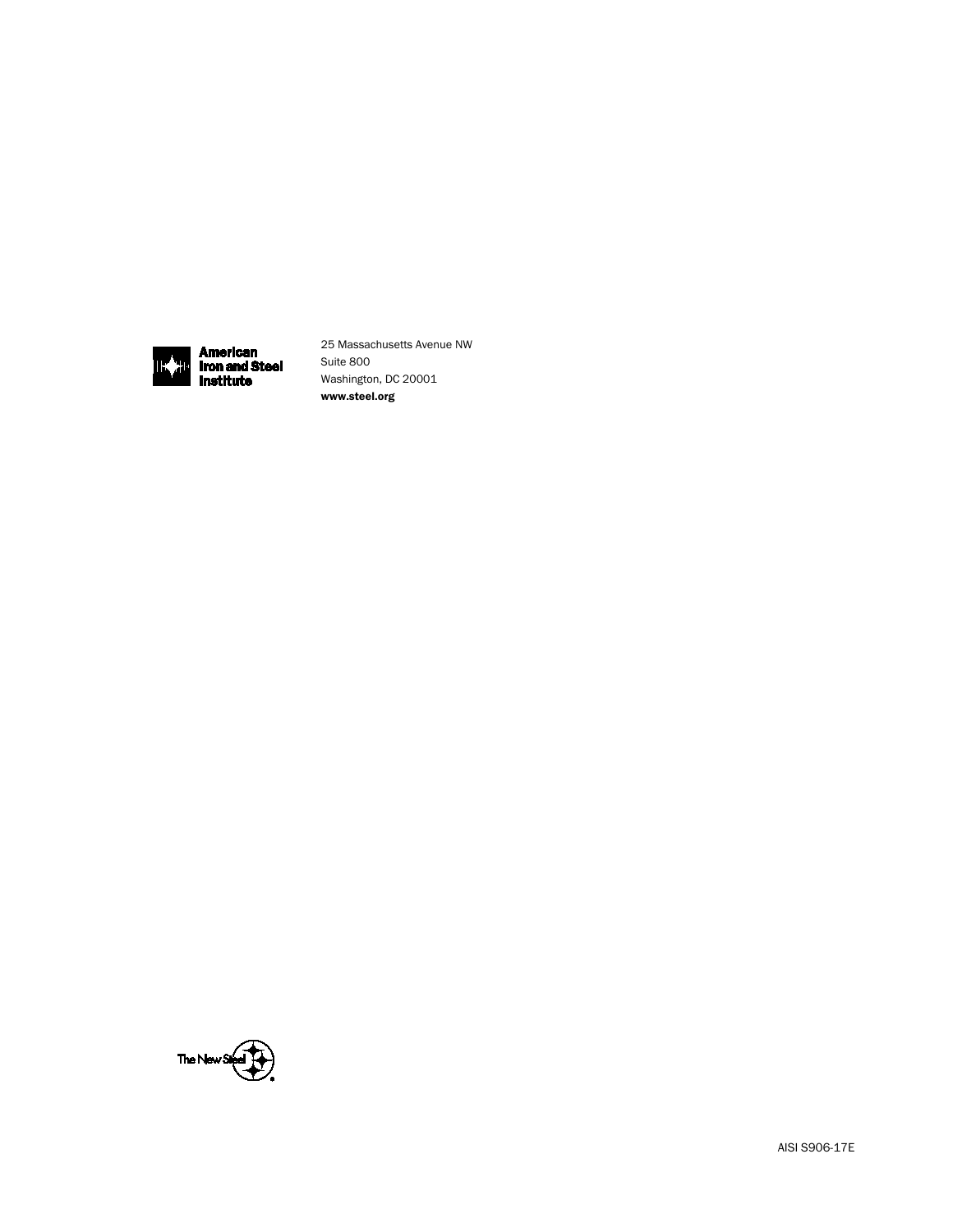American
Iron and Steel
Institute

25 Massachusetts Avenue NW
Suite 800
Washington, DC 20001
**www.steel.org**

The New Steel

AISI S906-17E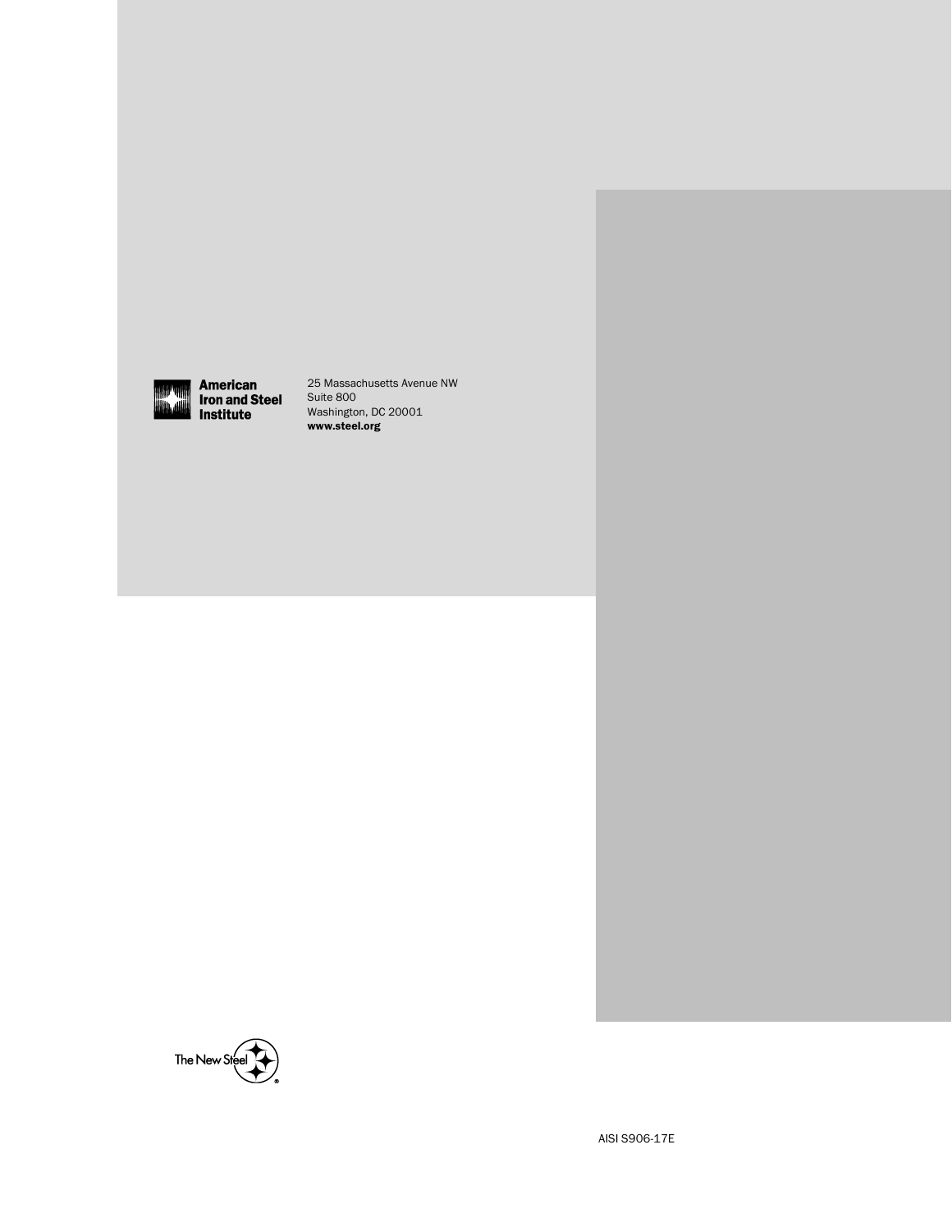**American Iron and Steel Institute**

25 Massachusetts Avenue NW
Suite 800
Washington, DC 20001
**www.steel.org**

The New Steel

AISI S906-17E